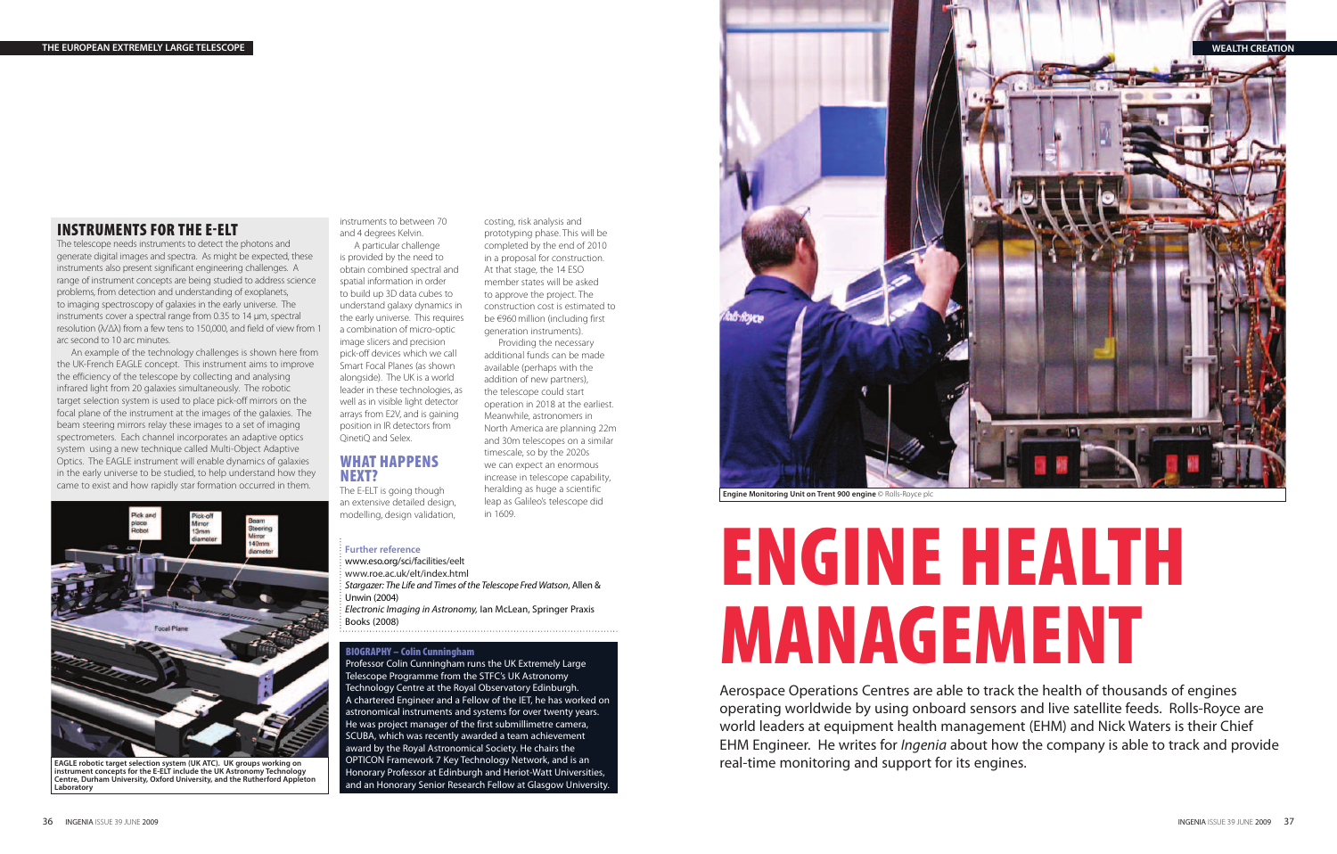## INSTRUMENTS FOR THE E-ELT

The telescope needs instruments to detect the photons and generate digital images and spectra. As might be expected, these instruments also present significant engineering challenges. A range of instrument concepts are being studied to address science problems, from detection and understanding of exoplanets, to imaging spectroscopy of galaxies in the early universe. The instruments cover a spectral range from 0.35 to 14 μm, spectral resolution (λ/Δλ) from a few tens to 150,000, and field of view from 1 arc second to 10 arc minutes.

An example of the technology challenges is shown here from the UK-French EAGLE concept. This instrument aims to improve the efficiency of the telescope by collecting and analysing infrared light from 20 galaxies simultaneously. The robotic target selection system is used to place pick-off mirrors on the focal plane of the instrument at the images of the galaxies. The beam steering mirrors relay these images to a set of imaging spectrometers. Each channel incorporates an adaptive optics system using a new technique called Multi-Object Adaptive Optics. The EAGLE instrument will enable dynamics of galaxies in the early universe to be studied, to help understand how they came to exist and how rapidly star formation occurred in them.

**EAGLE robotic target selection system (UK ATC). UK groups working on instrument concepts for the E-ELT include the UK Astronomy Technology Centre, Durham University, Oxford University, and the Rutherford Appleton Laboratory**

instruments to between 70 and 4 degrees Kelvin.

A particular challenge is provided by the need to obtain combined spectral and spatial information in order to build up 3D data cubes to understand galaxy dynamics in the early universe. This requires a combination of micro-optic image slicers and precision pick-off devices which we call Smart Focal Planes (as shown alongside). The UK is a world leader in these technologies, as well as in visible light detector arrays from E2V, and is gaining position in IR detectors from QinetiQ and Selex.

## WHAT HAPPENS NEXT?

The E-ELT is going though an extensive detailed design, modelling, design validation, costing, risk analysis and prototyping phase. This will be completed by the end of 2010 in a proposal for construction. At that stage, the 14 ESO member states will be asked to approve the project. The construction cost is estimated to be €960 million (including first generation instruments).

Providing the necessary additional funds can be made available (perhaps with the addition of new partners), the telescope could start operation in 2018 at the earliest. Meanwhile, astronomers in North America are planning 22m and 30m telescopes on a similar timescale, so by the 2020s we can expect an enormous increase in telescope capability, heralding as huge a scientific leap as Galileo's telescope did in 1609.

**Further reference**

www.eso.org/sci/facilities/eelt
www.roe.ac.uk/elt/index.html
*Stargazer: The Life and Times of the Telescope Fred Watson*, Allen & Unwin (2004)
*Electronic Imaging in Astronomy,* Ian McLean, Springer Praxis Books (2008)

**BIOGRAPHY – Colin Cunningham**

Professor Colin Cunningham runs the UK Extremely Large Telescope Programme from the STFC's UK Astronomy Technology Centre at the Royal Observatory Edinburgh. A chartered Engineer and a Fellow of the IET, he has worked on astronomical instruments and systems for over twenty years. He was project manager of the first submillimetre camera, SCUBA, which was recently awarded a team achievement award by the Royal Astronomical Society. He chairs the OPTICON Framework 7 Key Technology Network, and is an Honorary Professor at Edinburgh and Heriot-Watt Universities, and an Honorary Senior Research Fellow at Glasgow University.

**Engine Monitoring Unit on Trent 900 engine** © Rolls-Royce plc

# ENGINE HEALTH MANAGEMENT

Aerospace Operations Centres are able to track the health of thousands of engines operating worldwide by using onboard sensors and live satellite feeds. Rolls-Royce are world leaders at equipment health management (EHM) and Nick Waters is their Chief EHM Engineer. He writes for *Ingenia* about how the company is able to track and provide real-time monitoring and support for its engines.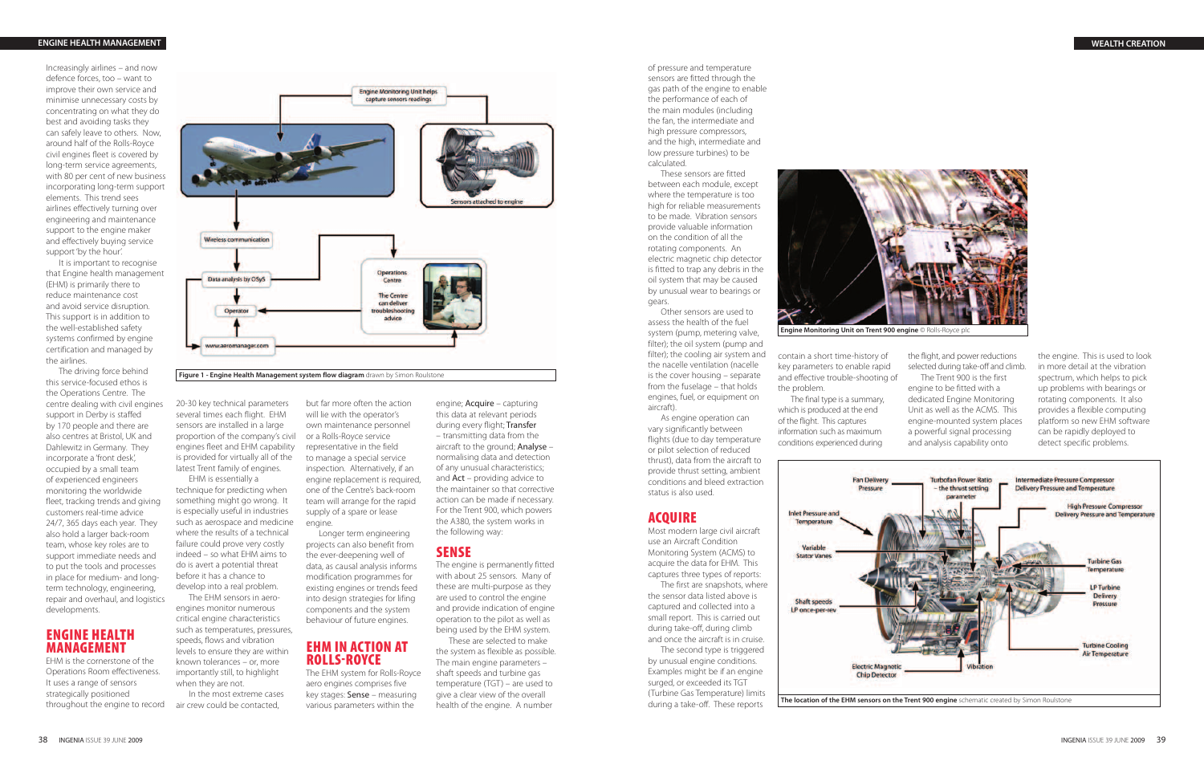Increasingly airlines – and now defence forces, too – want to improve their own service and minimise unnecessary costs by concentrating on what they do best and avoiding tasks they can safely leave to others. Now, around half of the Rolls-Royce civil engines fleet is covered by long-term service agreements, with 80 per cent of new business incorporating long-term support elements. This trend sees airlines effectively turning over engineering and maintenance support to the engine maker and effectively buying service support 'by the hour'.

It is important to recognise that Engine health management (EHM) is primarily there to reduce maintenance cost and avoid service disruption. This support is in addition to the well-established safety systems confirmed by engine certification and managed by the airlines.

The driving force behind this service-focused ethos is the Operations Centre. The centre dealing with civil engines support in Derby is staffed by 170 people and there are also centres at Bristol, UK and Dahlewitz in Germany. They incorporate a 'front desk', occupied by a small team of experienced engineers monitoring the worldwide fleet, tracking trends and giving customers real-time advice 24/7, 365 days each year. They also hold a larger back-room team, whose key roles are to support immediate needs and to put the tools and processes in place for medium- and long-term technology, engineering, repair and overhaul, and logistics developments.

**Figure 1 - Engine Health Management system flow diagram** drawn by Simon Roulstone

## ENGINE HEALTH MANAGEMENT

EHM is the cornerstone of the Operations Room effectiveness. It uses a range of sensors strategically positioned throughout the engine to record 20-30 key technical parameters several times each flight. EHM sensors are installed in a large proportion of the company's civil engines fleet and EHM capability is provided for virtually all of the latest Trent family of engines.

EHM is essentially a technique for predicting when something might go wrong. It is especially useful in industries such as aerospace and medicine where the results of a technical failure could prove very costly indeed – so what EHM aims to do is avert a potential threat before it has a chance to develop into a real problem.

The EHM sensors in aero-engines monitor numerous critical engine characteristics such as temperatures, pressures, speeds, flows and vibration levels to ensure they are within known tolerances – or, more importantly still, to highlight when they are not.

In the most extreme cases air crew could be contacted, but far more often the action will lie with the operator's own maintenance personnel or a Rolls-Royce service representative in the field to manage a special service inspection. Alternatively, if an engine replacement is required, one of the Centre's back-room team will arrange for the rapid supply of a spare or lease engine.

Longer term engineering projects can also benefit from the ever-deepening well of data, as causal analysis informs modification programmes for existing engines or trends feed into design strategies for lifing components and the system behaviour of future engines.

## EHM IN ACTION AT ROLLS-ROYCE

The EHM system for Rolls-Royce aero engines comprises five key stages: **Sense** – measuring various parameters within the engine; **Acquire** – capturing this data at relevant periods during every flight; **Transfer** – transmitting data from the aircraft to the ground; **Analyse** – normalising data and detection of any unusual characteristics; and **Act** – providing advice to the maintainer so that corrective action can be made if necessary. For the Trent 900, which powers the A380, the system works in the following way:

## SENSE

The engine is permanently fitted with about 25 sensors. Many of these are multi-purpose as they are used to control the engine and provide indication of engine operation to the pilot as well as being used by the EHM system.

These are selected to make the system as flexible as possible. The main engine parameters – shaft speeds and turbine gas temperature (TGT) – are used to give a clear view of the overall health of the engine. A number of pressure and temperature sensors are fitted through the gas path of the engine to enable the performance of each of the main modules (including the fan, the intermediate and high pressure compressors, and the high, intermediate and low pressure turbines) to be calculated.

These sensors are fitted between each module, except where the temperature is too high for reliable measurements to be made. Vibration sensors provide valuable information on the condition of all the rotating components. An electric magnetic chip detector is fitted to trap any debris in the oil system that may be caused by unusual wear to bearings or gears.

Other sensors are used to assess the health of the fuel system (pump, metering valve, filter); the oil system (pump and filter); the cooling air system and the nacelle ventilation (nacelle is the cover housing – separate from the fuselage – that holds engines, fuel, or equipment on aircraft).

As engine operation can vary significantly between flights (due to day temperature or pilot selection of reduced thrust), data from the aircraft to provide thrust setting, ambient conditions and bleed extraction status is also used.

## ACQUIRE

Most modern large civil aircraft use an Aircraft Condition Monitoring System (ACMS) to acquire the data for EHM. This captures three types of reports:

The first are snapshots, where the sensor data listed above is captured and collected into a small report. This is carried out during take-off, during climb and once the aircraft is in cruise.

The second type is triggered by unusual engine conditions. Examples might be if an engine surged, or exceeded its TGT (Turbine Gas Temperature) limits during a take-off. These reports contain a short time-history of key parameters to enable rapid and effective trouble-shooting of the problem.

The final type is a summary, which is produced at the end of the flight. This captures information such as maximum conditions experienced during the flight, and power reductions selected during take-off and climb.

The Trent 900 is the first engine to be fitted with a dedicated Engine Monitoring Unit as well as the ACMS. This engine-mounted system places a powerful signal processing and analysis capability onto the engine. This is used to look in more detail at the vibration spectrum, which helps to pick up problems with bearings or rotating components. It also provides a flexible computing platform so new EHM software can be rapidly deployed to detect specific problems.

**Engine Monitoring Unit on Trent 900 engine** © Rolls-Royce plc

**The location of the EHM sensors on the Trent 900 engine** schematic created by Simon Roulstone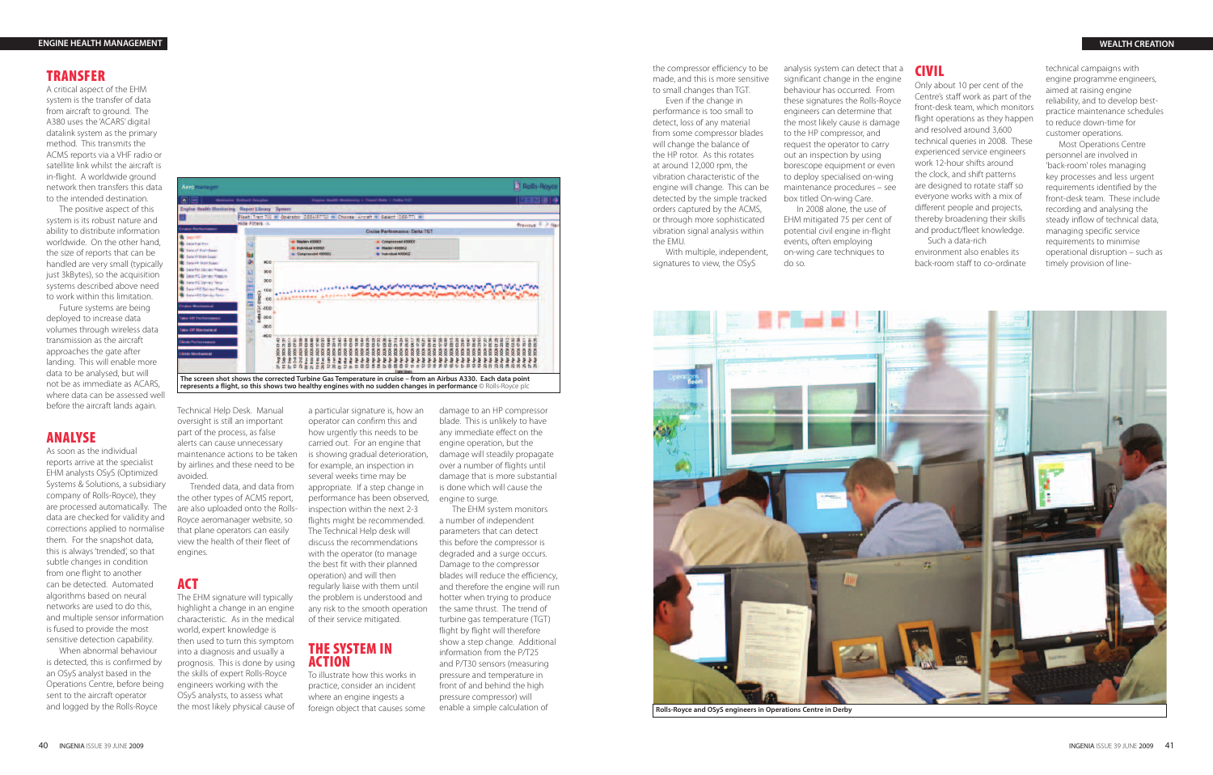## TRANSFER

A critical aspect of the EHM system is the transfer of data from aircraft to ground. The A380 uses the 'ACARS' digital datalink system as the primary method. This transmits the ACMS reports via a VHF radio or satellite link whilst the aircraft is in-flight. A worldwide ground network then transfers this data to the intended destination.

The positive aspect of this system is its robust nature and ability to distribute information worldwide. On the other hand, the size of reports that can be handled are very small (typically just 3kBytes), so the acquisition systems described above need to work within this limitation.

Future systems are being deployed to increase data volumes through wireless data transmission as the aircraft approaches the gate after landing. This will enable more data to be analysed, but will not be as immediate as ACARS, where data can be assessed well before the aircraft lands again.

## ANALYSE

As soon as the individual reports arrive at the specialist EHM analysts OSyS (Optimized Systems & Solutions, a subsidiary company of Rolls-Royce), they are processed automatically. The data are checked for validity and corrections applied to normalise them. For the snapshot data, this is always 'trended', so that subtle changes in condition from one flight to another can be detected. Automated algorithms based on neural networks are used to do this, and multiple sensor information is fused to provide the most sensitive detection capability.

When abnormal behaviour is detected, this is confirmed by an OSyS analyst based in the Operations Centre, before being sent to the aircraft operator and logged by the Rolls-Royce Technical Help Desk. Manual oversight is still an important part of the process, as false alerts can cause unnecessary maintenance actions to be taken by airlines and these need to be avoided.

Trended data, and data from the other types of ACMS report, are also uploaded onto the Rolls-Royce aeromanager website, so that plane operators can easily view the health of their fleet of engines.

The screen shot shows the corrected Turbine Gas Temperature in cruise – from an Airbus A330. Each data point represents a flight, so this shows two healthy engines with no sudden changes in performance © Rolls-Royce plc

## ACT

The EHM signature will typically highlight a change in an engine characteristic. As in the medical world, expert knowledge is then used to turn this symptom into a diagnosis and usually a prognosis. This is done by using the skills of expert Rolls-Royce engineers working with the OSyS analysts, to assess what the most likely physical cause of a particular signature is, how an operator can confirm this and how urgently this needs to be carried out. For an engine that is showing gradual deterioration, for example, an inspection in several weeks time may be appropriate. If a step change in performance has been observed, inspection within the next 2-3 flights might be recommended. The Technical Help desk will discuss the recommendations with the operator (to manage the best fit with their planned operation) and will then regularly liaise with them until the problem is understood and any risk to the smooth operation of their service mitigated.

## THE SYSTEM IN ACTION

To illustrate how this works in practice, consider an incident where an engine ingests a foreign object that causes some damage to an HP compressor blade. This is unlikely to have any immediate effect on the engine operation, but the damage will steadily propagate over a number of flights until damage that is more substantial is done which will cause the engine to surge.

The EHM system monitors a number of independent parameters that can detect this before the compressor is degraded and a surge occurs. Damage to the compressor blades will reduce the efficiency, and therefore the engine will run hotter when trying to produce the same thrust. The trend of turbine gas temperature (TGT) flight by flight will therefore show a step change. Additional information from the P/T25 and P/T30 sensors (measuring pressure and temperature in front of and behind the high pressure compressor) will enable a simple calculation of the compressor efficiency to be made, and this is more sensitive to small changes than TGT.

Even if the change in performance is too small to detect, loss of any material from some compressor blades will change the balance of the HP rotor. As this rotates at around 12,000 rpm, the vibration characteristic of the engine will change. This can be detected by the simple tracked orders captured by the ACMS, or through more sophisticated vibration signal analysis within the EMU.

With multiple, independent, signatures to view, the OSyS analysis system can detect that a significant change in the engine behaviour has occurred. From these signatures the Rolls-Royce engineers can determine that the most likely cause is damage to the HP compressor, and request the operator to carry out an inspection by using borescope equipment or even to deploy specialised on-wing maintenance procedures – see box titled On-wing Care.

In 2008 alone, the use of EHM mitigated 75 per cent of potential civil engine in-flight events, often employing on-wing care techniques to do so.

## CIVIL

Only about 10 per cent of the Centre's staff work as part of the front-desk team, which monitors flight operations as they happen and resolved around 3,600 technical queries in 2008. These experienced service engineers work 12-hour shifts around the clock, and shift patterns are designed to rotate staff so everyone works with a mix of different people and projects, thereby broadening their skills and product/fleet knowledge.

Such a data-rich environment also enables its back-room staff to co-ordinate technical campaigns with engine programme engineers, aimed at raising engine reliability, and to develop best-practice maintenance schedules to reduce down-time for customer operations.

Most Operations Centre personnel are involved in 'back-room' roles managing key processes and less urgent requirements identified by the front-desk team. These include recording and analysing the steady inflow of technical data, managing specific service requirements to minimise operational disruption – such as timely provision of line-

Rolls-Royce and OSyS engineers in Operations Centre in Derby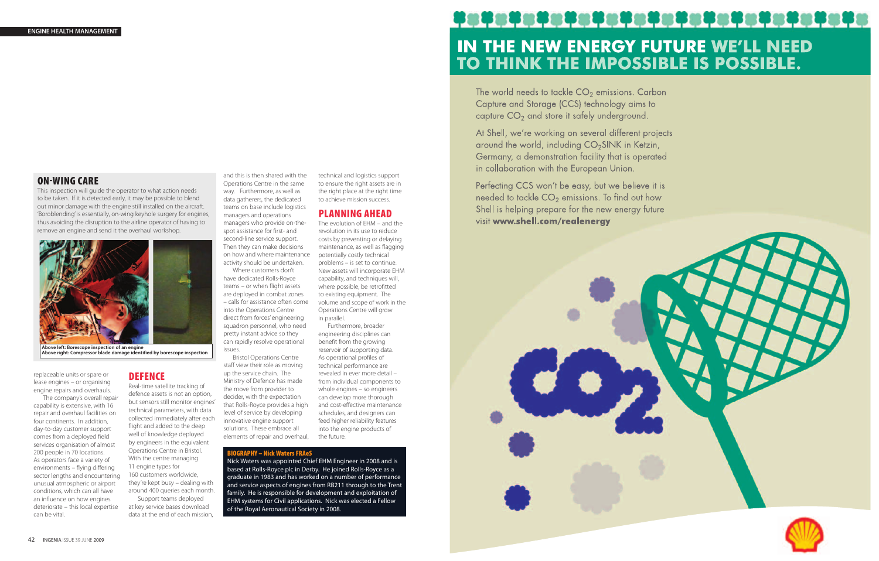## ON-WING CARE

This inspection will guide the operator to what action needs to be taken. If it is detected early, it may be possible to blend out minor damage with the engine still installed on the aircraft. 'Boroblending' is essentially, on-wing keyhole surgery for engines, thus avoiding the disruption to the airline operator of having to remove an engine and send it the overhaul workshop.

Above left: Borescope inspection of an engine
Above right: Compressor blade damage identified by borescope inspection

replaceable units or spare or lease engines – or organising engine repairs and overhauls.

The company's overall repair capability is extensive, with 16 repair and overhaul facilities on four continents. In addition, day-to-day customer support comes from a deployed field services organisation of almost 200 people in 70 locations. As operators face a variety of environments – flying differing sector lengths and encountering unusual atmospheric or airport conditions, which can all have an influence on how engines deteriorate – this local expertise can be vital.

## DEFENCE

Real-time satellite tracking of defence assets is not an option, but sensors still monitor engines' technical parameters, with data collected immediately after each flight and added to the deep well of knowledge deployed by engineers in the equivalent Operations Centre in Bristol. With the centre managing 11 engine types for 160 customers worldwide, they're kept busy – dealing with around 400 queries each month.

Support teams deployed at key service bases download data at the end of each mission, and this is then shared with the Operations Centre in the same way. Furthermore, as well as data gatherers, the dedicated teams on base include logistics managers and operations managers who provide on-the-spot assistance for first- and second-line service support. Then they can make decisions on how and where maintenance activity should be undertaken.

Where customers don't have dedicated Rolls-Royce teams – or when flight assets are deployed in combat zones – calls for assistance often come into the Operations Centre direct from forces' engineering squadron personnel, who need pretty instant advice so they can rapidly resolve operational issues.

Bristol Operations Centre staff view their role as moving up the service chain. The Ministry of Defence has made the move from provider to decider, with the expectation that Rolls-Royce provides a high level of service by developing innovative engine support solutions. These embrace all elements of repair and overhaul, technical and logistics support to ensure the right assets are in the right place at the right time to achieve mission success.

## PLANNING AHEAD

The evolution of EHM – and the revolution in its use to reduce costs by preventing or delaying maintenance, as well as flagging potentially costly technical problems – is set to continue. New assets will incorporate EHM capability, and techniques will, where possible, be retrofitted to existing equipment. The volume and scope of work in the Operations Centre will grow in parallel.

Furthermore, broader engineering disciplines can benefit from the growing reservoir of supporting data. As operational profiles of technical performance are revealed in ever more detail – from individual components to whole engines – so engineers can develop more thorough and cost-effective maintenance schedules, and designers can feed higher reliability features into the engine products of the future.

**BIOGRAPHY – Nick Waters FRAeS**

Nick Waters was appointed Chief EHM Engineer in 2008 and is based at Rolls-Royce plc in Derby. He joined Rolls-Royce as a graduate in 1983 and has worked on a number of performance and service aspects of engines from RB211 through to the Trent family. He is responsible for development and exploitation of EHM systems for Civil applications. Nick was elected a Fellow of the Royal Aeronautical Society in 2008.

# IN THE NEW ENERGY FUTURE WE'LL NEED TO THINK THE IMPOSSIBLE IS POSSIBLE.

The world needs to tackle $CO_2$ emissions. Carbon Capture and Storage (CCS) technology aims to capture $CO_2$ and store it safely underground.

At Shell, we're working on several different projects around the world, including $CO_2$SINK in Ketzin, Germany, a demonstration facility that is operated in collaboration with the European Union.

Perfecting CCS won't be easy, but we believe it is needed to tackle $CO_2$ emissions. To find out how Shell is helping prepare for the new energy future visit **www.shell.com/realenergy**